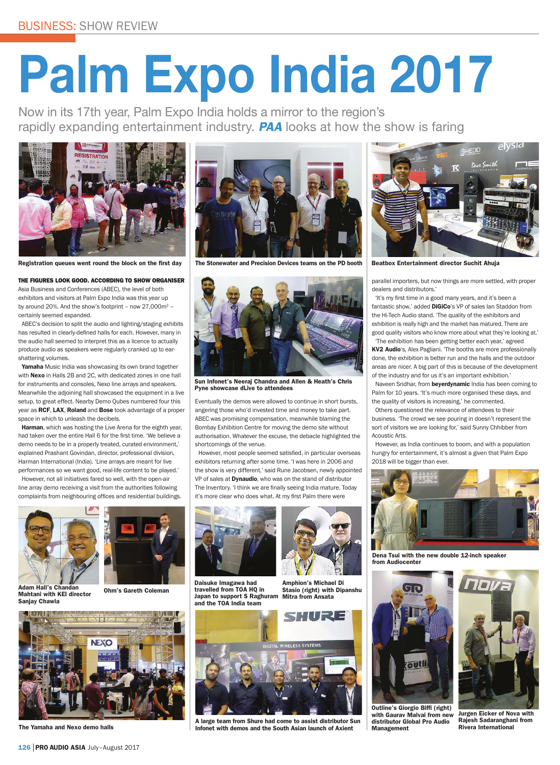BUSINESS: SHOW REVIEW

# Palm Expo India 2017

Now in its 17th year, Palm Expo India holds a mirror to the region's rapidly expanding entertainment industry. ***PAA*** looks at how the show is faring

Registration queues went round the block on the first day

The Stonewater and Precision Devices teams on the PD booth

Beatbox Entertainment director Suchit Ahuja

THE FIGURES LOOK GOOD. ACCORDING TO SHOW ORGANISER Asia Business and Conferences (ABEC), the level of both exhibitors and visitors at Palm Expo India was this year up by around 20%. And the show's footprint – now 27,000m² – certainly seemed expanded.

ABEC's decision to split the audio and lighting/staging exhibits has resulted in clearly-defined halls for each. However, many in the audio hall seemed to interpret this as a licence to actually produce audio as speakers were regularly cranked up to ear-shattering volumes.

**Yamaha** Music India was showcasing its own brand together with **Nexo** in Halls 2B and 2C, with dedicated zones in one hall for instruments and consoles, Nexo line arrays and speakers. Meanwhile the adjoining hall showcased the equipment in a live setup, to great effect. Nearby Demo Qubes numbered four this year as **RCF**, **LAX**, **Roland** and **Bose** took advantage of a proper space in which to unleash the decibels.

**Harman**, which was hosting the Live Arena for the eighth year, had taken over the entire Hall 6 for the first time. 'We believe a demo needs to be in a properly treated, curated environment,' explained Prashant Govindan, director, professional division, Harman International (India). 'Line arrays are meant for live performances so we want good, real-life content to be played.'

However, not all initiatives fared so well, with the open-air line array demo receiving a visit from the authorities following complaints from neighbouring offices and residential buildings.

Sun Infonet's Neeraj Chandra and Allen & Heath's Chris Pyne showcase dLive to attendees

Eventually the demos were allowed to continue in short bursts, angering those who'd invested time and money to take part. ABEC was promising compensation, meanwhile blaming the Bombay Exhibition Centre for moving the demo site without authorisation. Whatever the excuse, the debacle highlighted the shortcomings of the venue.

However, most people seemed satisfied, in particular overseas exhibitors returning after some time. 'I was here in 2006 and the show is very different,' said Rune Jacobsen, newly appointed VP of sales at **Dynaudio**, who was on the stand of distributor The Inventory. 'I think we are finally seeing India mature. Today it's more clear who does what. At my first Palm there were parallel importers, but now things are more settled, with proper dealers and distributors.'

'It's my first time in a good many years, and it's been a fantastic show,' added **DiGiCo**'s VP of sales Ian Staddon from the Hi-Tech Audio stand. 'The quality of the exhibitors and exhibition is really high and the market has matured. There are good quality visitors who know more about what they're looking at.'

'The exhibition has been getting better each year,' agreed **KV2 Audio**'s, Alex Pagliani. 'The booths are more professionally done, the exhibition is better run and the halls and the outdoor areas are nicer. A big part of this is because of the development of the industry and for us it's an important exhibition.'

Naveen Sridhar, from **beyerdynamic** India has been coming to Palm for 10 years. 'It's much more organised these days, and the quality of visitors is increasing,' he commented.

Others questioned the relevance of attendees to their business. 'The crowd we see pouring in doesn't represent the sort of visitors we are looking for,' said Sunny Chhibber from Acoustic Arts.

However, as India continues to boom, and with a population hungry for entertainment, it's almost a given that Palm Expo 2018 will be bigger than ever.

Adam Hall's Chandan Mahtani with KEI director Sanjay Chawla

Ohm's Gareth Coleman

The Yamaha and Nexo demo halls

Daisuke Imagawa had travelled from TOA HQ in Japan to support S Raghuram and the TOA India team

Amphion's Michael Di Stasio (right) with Dipanshu Mitra from Ansata

A large team from Shure had come to assist distributor Sun Infonet with demos and the South Asian launch of Axient

Dena Tsui with the new double 12-inch speaker from Audiocenter

Outline's Giorgio Biffi (right) with Gaurav Malvai from new distributor Global Pro Audio Management

Jurgen Eicker of Nova with Rajesh Sadaranghani from Rivera International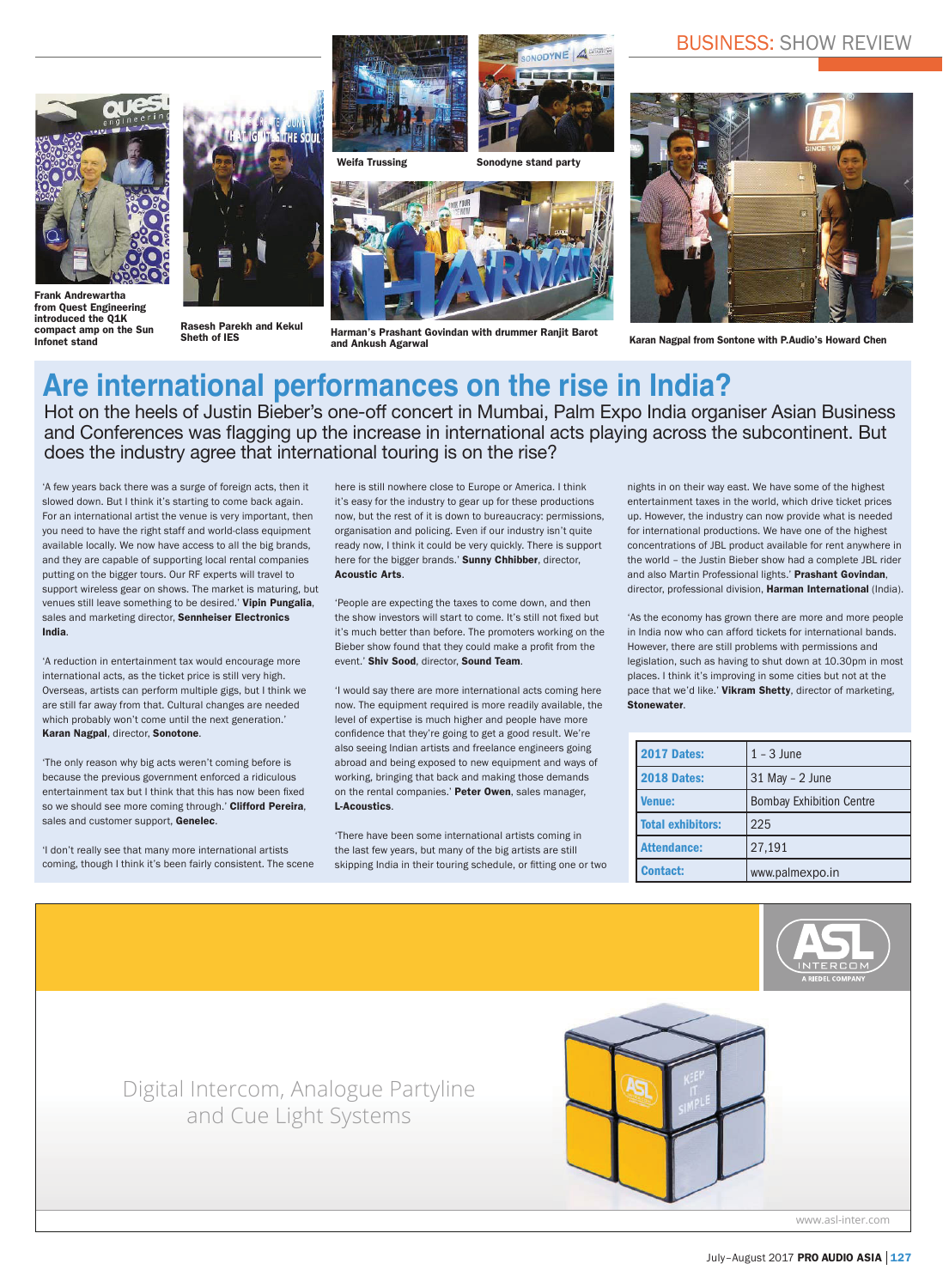Frank Andrewartha from Quest Engineering introduced the Q1K compact amp on the Sun Infonet stand

Rasesh Parekh and Kekul Sheth of IES

Weifa Trussing

Sonodyne stand party

Harman's Prashant Govindan with drummer Ranjit Barot and Ankush Agarwal

Karan Nagpal from Sontone with P.Audio's Howard Chen

# Are international performances on the rise in India?

Hot on the heels of Justin Bieber's one-off concert in Mumbai, Palm Expo India organiser Asian Business and Conferences was flagging up the increase in international acts playing across the subcontinent. But does the industry agree that international touring is on the rise?

'A few years back there was a surge of foreign acts, then it slowed down. But I think it's starting to come back again. For an international artist the venue is very important, then you need to have the right staff and world-class equipment available locally. We now have access to all the big brands, and they are capable of supporting local rental companies putting on the bigger tours. Our RF experts will travel to support wireless gear on shows. The market is maturing, but venues still leave something to be desired.' **Vipin Pungalia**, sales and marketing director, **Sennheiser Electronics India**.

'A reduction in entertainment tax would encourage more international acts, as the ticket price is still very high. Overseas, artists can perform multiple gigs, but I think we are still far away from that. Cultural changes are needed which probably won't come until the next generation.' **Karan Nagpal**, director, **Sonotone**.

'The only reason why big acts weren't coming before is because the previous government enforced a ridiculous entertainment tax but I think that this has now been fixed so we should see more coming through.' **Clifford Pereira**, sales and customer support, **Genelec**.

'I don't really see that many more international artists coming, though I think it's been fairly consistent. The scene here is still nowhere close to Europe or America. I think it's easy for the industry to gear up for these productions now, but the rest of it is down to bureaucracy: permissions, organisation and policing. Even if our industry isn't quite ready now, I think it could be very quickly. There is support here for the bigger brands.' **Sunny Chhibber**, director, **Acoustic Arts**.

'People are expecting the taxes to come down, and then the show investors will start to come. It's still not fixed but it's much better than before. The promoters working on the Bieber show found that they could make a profit from the event.' **Shiv Sood**, director, **Sound Team**.

'I would say there are more international acts coming here now. The equipment required is more readily available, the level of expertise is much higher and people have more confidence that they're going to get a good result. We're also seeing Indian artists and freelance engineers going abroad and being exposed to new equipment and ways of working, bringing that back and making those demands on the rental companies.' **Peter Owen**, sales manager, **L-Acoustics**.

'There have been some international artists coming in the last few years, but many of the big artists are still skipping India in their touring schedule, or fitting one or two nights in on their way east. We have some of the highest entertainment taxes in the world, which drive ticket prices up. However, the industry can now provide what is needed for international productions. We have one of the highest concentrations of JBL product available for rent anywhere in the world – the Justin Bieber show had a complete JBL rider and also Martin Professional lights.' **Prashant Govindan**, director, professional division, **Harman International** (India).

'As the economy has grown there are more and more people in India now who can afford tickets for international bands. However, there are still problems with permissions and legislation, such as having to shut down at 10.30pm in most places. I think it's improving in some cities but not at the pace that we'd like.' **Vikram Shetty**, director of marketing, **Stonewater**.

| | |
|---|---|
| **2017 Dates:** | 1 – 3 June |
| **2018 Dates:** | 31 May – 2 June |
| **Venue:** | Bombay Exhibition Centre |
| **Total exhibitors:** | 225 |
| **Attendance:** | 27,191 |
| **Contact:** | www.palmexpo.in |

ASL INTERCOM A RIEDEL COMPANY

Digital Intercom, Analogue Partyline and Cue Light Systems

www.asl-inter.com